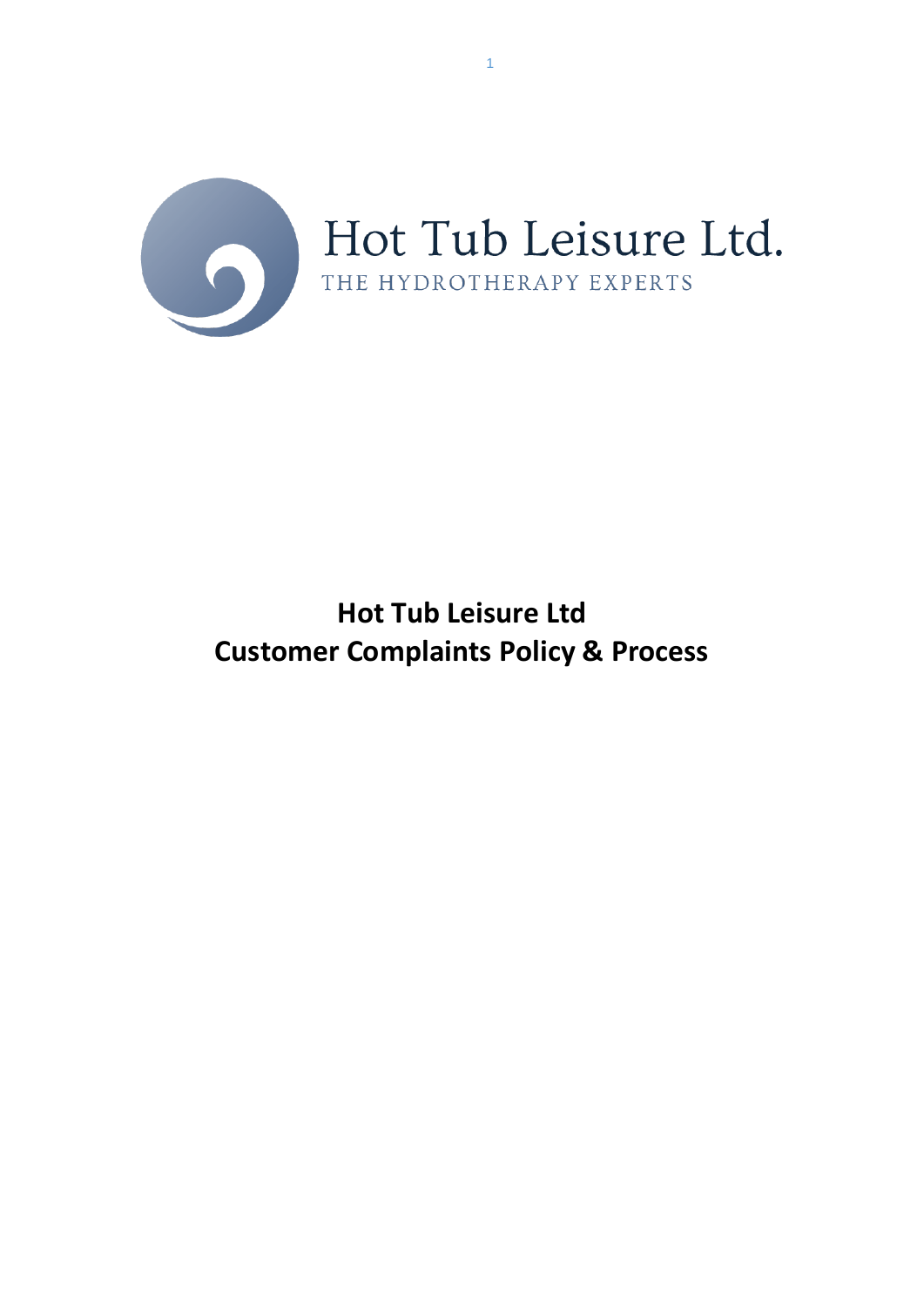Hot Tub Leisure Ltd.

THE HYDROTHERAPY EXPERTS

# Hot Tub Leisure Ltd
# Customer Complaints Policy & Process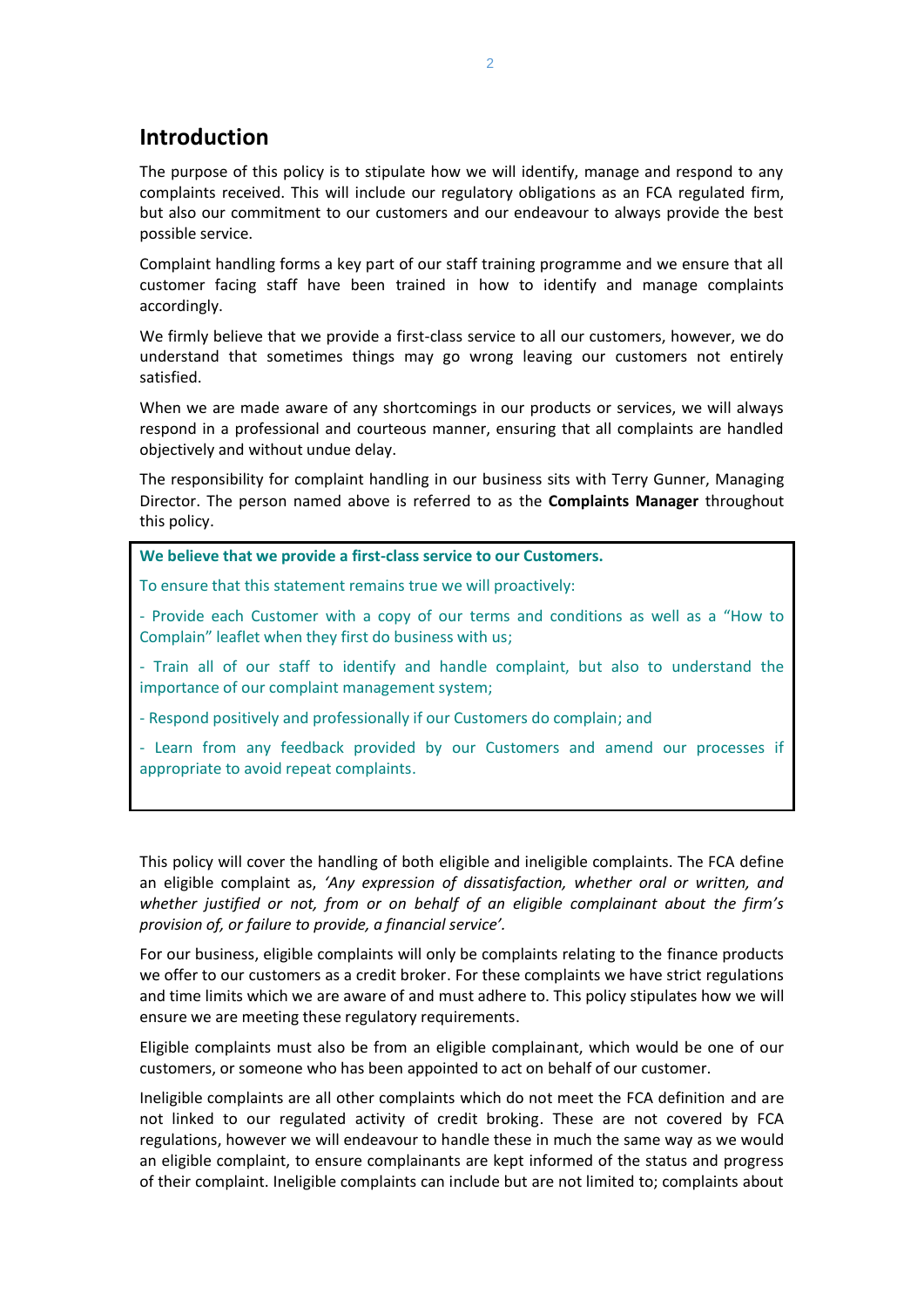# Introduction

The purpose of this policy is to stipulate how we will identify, manage and respond to any complaints received. This will include our regulatory obligations as an FCA regulated firm, but also our commitment to our customers and our endeavour to always provide the best possible service.

Complaint handling forms a key part of our staff training programme and we ensure that all customer facing staff have been trained in how to identify and manage complaints accordingly.

We firmly believe that we provide a first-class service to all our customers, however, we do understand that sometimes things may go wrong leaving our customers not entirely satisfied.

When we are made aware of any shortcomings in our products or services, we will always respond in a professional and courteous manner, ensuring that all complaints are handled objectively and without undue delay.

The responsibility for complaint handling in our business sits with Terry Gunner, Managing Director. The person named above is referred to as the **Complaints Manager** throughout this policy.

**We believe that we provide a first-class service to our Customers.**

To ensure that this statement remains true we will proactively:

- Provide each Customer with a copy of our terms and conditions as well as a "How to Complain" leaflet when they first do business with us;

- Train all of our staff to identify and handle complaint, but also to understand the importance of our complaint management system;

- Respond positively and professionally if our Customers do complain; and

- Learn from any feedback provided by our Customers and amend our processes if appropriate to avoid repeat complaints.

This policy will cover the handling of both eligible and ineligible complaints. The FCA define an eligible complaint as, *'Any expression of dissatisfaction, whether oral or written, and whether justified or not, from or on behalf of an eligible complainant about the firm's provision of, or failure to provide, a financial service'.*

For our business, eligible complaints will only be complaints relating to the finance products we offer to our customers as a credit broker. For these complaints we have strict regulations and time limits which we are aware of and must adhere to. This policy stipulates how we will ensure we are meeting these regulatory requirements.

Eligible complaints must also be from an eligible complainant, which would be one of our customers, or someone who has been appointed to act on behalf of our customer.

Ineligible complaints are all other complaints which do not meet the FCA definition and are not linked to our regulated activity of credit broking. These are not covered by FCA regulations, however we will endeavour to handle these in much the same way as we would an eligible complaint, to ensure complainants are kept informed of the status and progress of their complaint. Ineligible complaints can include but are not limited to; complaints about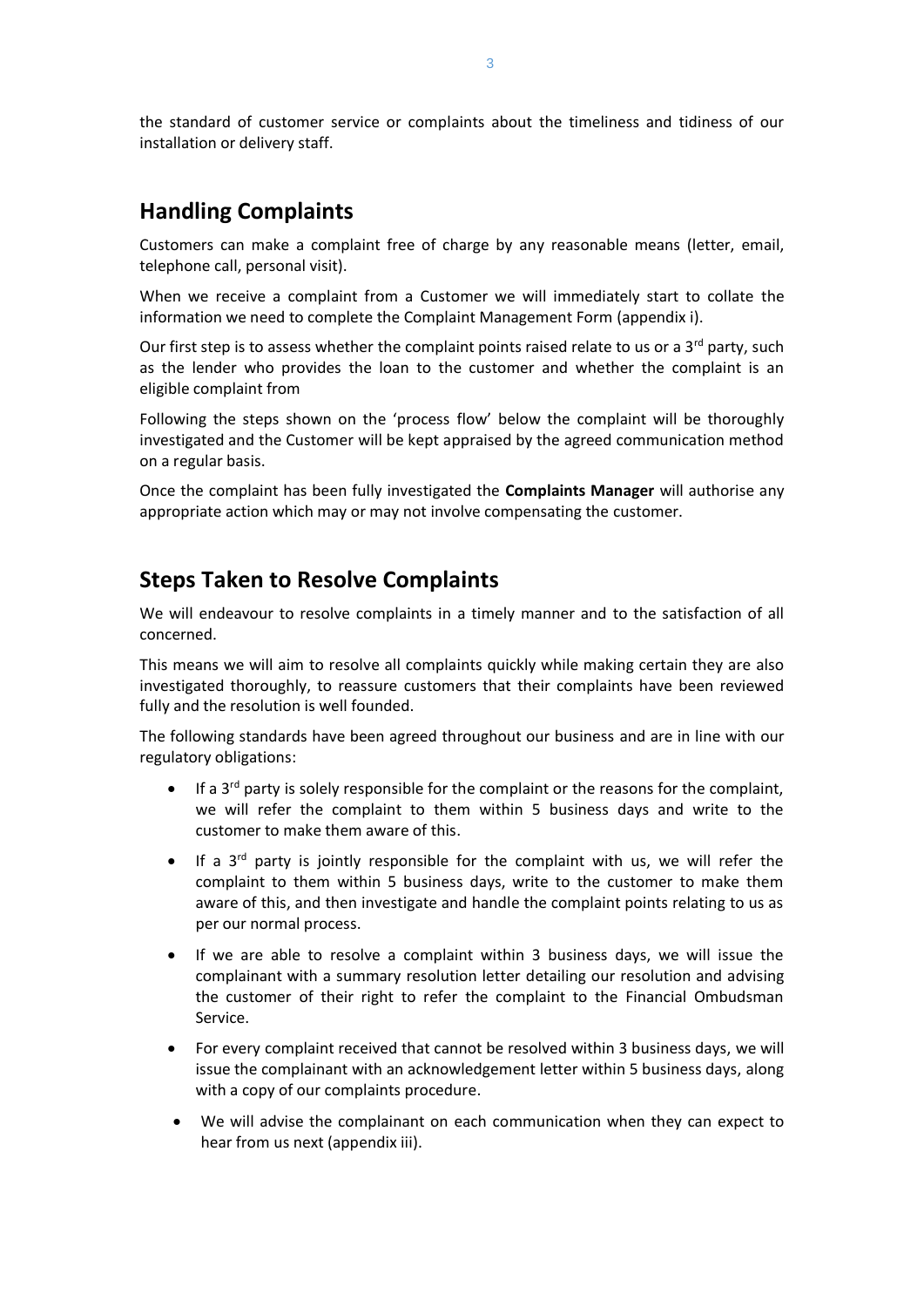the standard of customer service or complaints about the timeliness and tidiness of our installation or delivery staff.

## Handling Complaints

Customers can make a complaint free of charge by any reasonable means (letter, email, telephone call, personal visit).

When we receive a complaint from a Customer we will immediately start to collate the information we need to complete the Complaint Management Form (appendix i).

Our first step is to assess whether the complaint points raised relate to us or a 3rd party, such as the lender who provides the loan to the customer and whether the complaint is an eligible complaint from

Following the steps shown on the 'process flow' below the complaint will be thoroughly investigated and the Customer will be kept appraised by the agreed communication method on a regular basis.

Once the complaint has been fully investigated the **Complaints Manager** will authorise any appropriate action which may or may not involve compensating the customer.

## Steps Taken to Resolve Complaints

We will endeavour to resolve complaints in a timely manner and to the satisfaction of all concerned.

This means we will aim to resolve all complaints quickly while making certain they are also investigated thoroughly, to reassure customers that their complaints have been reviewed fully and the resolution is well founded.

The following standards have been agreed throughout our business and are in line with our regulatory obligations:

- If a 3rd party is solely responsible for the complaint or the reasons for the complaint, we will refer the complaint to them within 5 business days and write to the customer to make them aware of this.
- If a 3rd party is jointly responsible for the complaint with us, we will refer the complaint to them within 5 business days, write to the customer to make them aware of this, and then investigate and handle the complaint points relating to us as per our normal process.
- If we are able to resolve a complaint within 3 business days, we will issue the complainant with a summary resolution letter detailing our resolution and advising the customer of their right to refer the complaint to the Financial Ombudsman Service.
- For every complaint received that cannot be resolved within 3 business days, we will issue the complainant with an acknowledgement letter within 5 business days, along with a copy of our complaints procedure.
- We will advise the complainant on each communication when they can expect to hear from us next (appendix iii).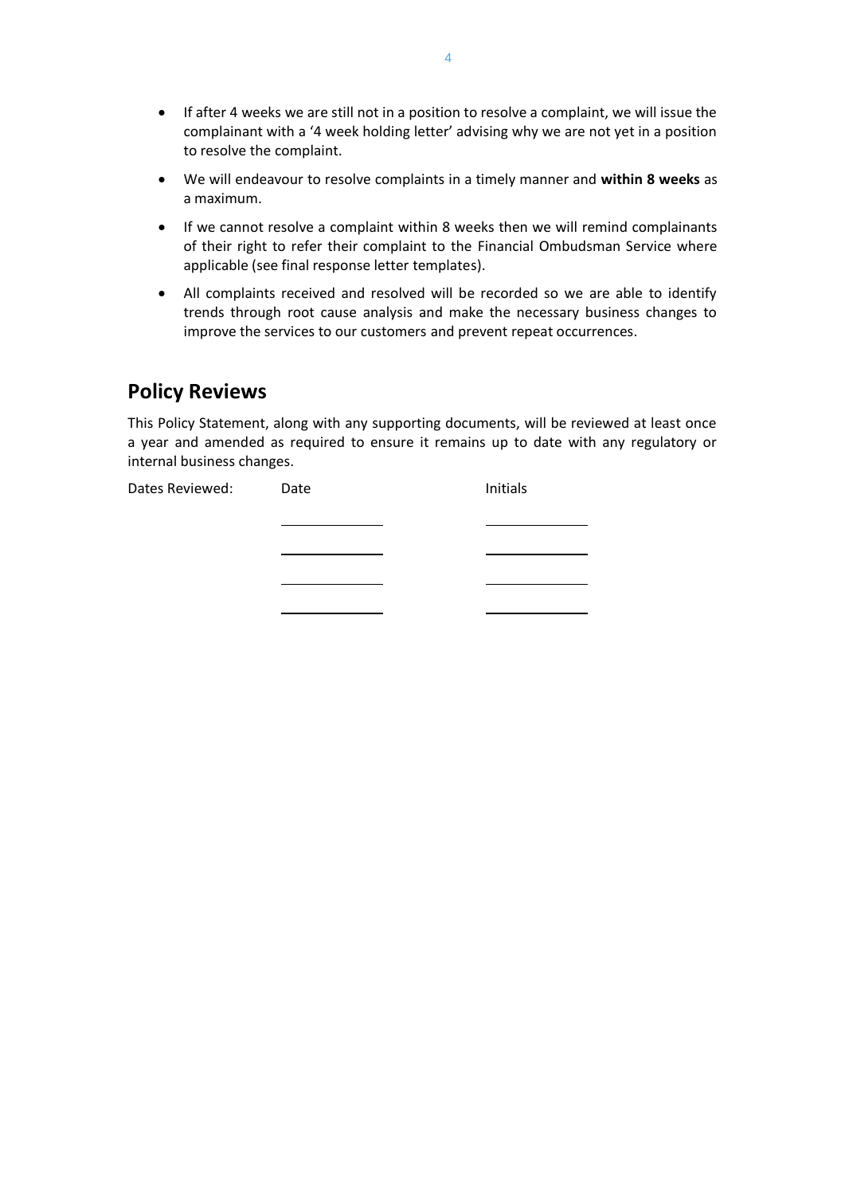- If after 4 weeks we are still not in a position to resolve a complaint, we will issue the complainant with a '4 week holding letter' advising why we are not yet in a position to resolve the complaint.
- We will endeavour to resolve complaints in a timely manner and **within 8 weeks** as a maximum.
- If we cannot resolve a complaint within 8 weeks then we will remind complainants of their right to refer their complaint to the Financial Ombudsman Service where applicable (see final response letter templates).
- All complaints received and resolved will be recorded so we are able to identify trends through root cause analysis and make the necessary business changes to improve the services to our customers and prevent repeat occurrences.

## Policy Reviews

This Policy Statement, along with any supporting documents, will be reviewed at least once a year and amended as required to ensure it remains up to date with any regulatory or internal business changes.

| Dates Reviewed: | Date | Initials |
|---|---|---|
| | \_\_\_\_\_\_\_\_\_\_\_\_ | \_\_\_\_\_\_\_\_\_\_\_\_ |
| | \_\_\_\_\_\_\_\_\_\_\_\_ | \_\_\_\_\_\_\_\_\_\_\_\_ |
| | \_\_\_\_\_\_\_\_\_\_\_\_ | \_\_\_\_\_\_\_\_\_\_\_\_ |
| | \_\_\_\_\_\_\_\_\_\_\_\_ | \_\_\_\_\_\_\_\_\_\_\_\_ |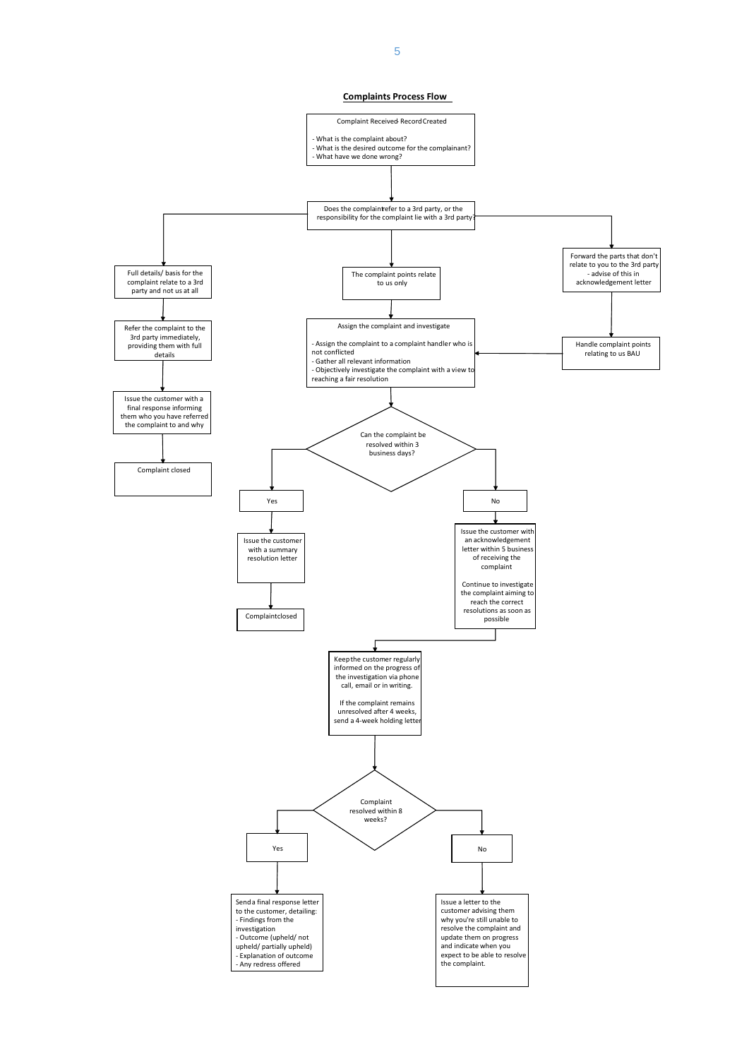## Complaints Process Flow

Complaint Received- Record Created

- What is the complaint about?
- What is the desired outcome for the complainant?
- What have we done wrong?

Does the complaint refer to a 3rd party, or the responsibility for the complaint lie with a 3rd party?

Full details/ basis for the complaint relate to a 3rd party and not us at all

Refer the complaint to the 3rd party immediately, providing them with full details

Issue the customer with a final response informing them who you have referred the complaint to and why

Complaint closed

The complaint points relate to us only

Forward the parts that don't relate to you to the 3rd party - advise of this in acknowledgement letter

Handle complaint points relating to us BAU

Assign the complaint and investigate

- Assign the complaint to a complaint handler who is not conflicted
- Gather all relevant information
- Objectively investigate the complaint with a view to reaching a fair resolution

Can the complaint be resolved within 3 business days?

Yes

Issue the customer with a summary resolution letter

Complaint closed

No

Issue the customer with an acknowledgement letter within 5 business of receiving the complaint

Continue to investigate the complaint aiming to reach the correct resolutions as soon as possible

Keep the customer regularly informed on the progress of the investigation via phone call, email or in writing.

If the complaint remains unresolved after 4 weeks, send a 4-week holding letter

Complaint resolved within 8 weeks?

Yes

Send a final response letter to the customer, detailing:
- Findings from the investigation
- Outcome (upheld/ not upheld/ partially upheld)
- Explanation of outcome
- Any redress offered

No

Issue a letter to the customer advising them why you're still unable to resolve the complaint and update them on progress and indicate when you expect to be able to resolve the complaint.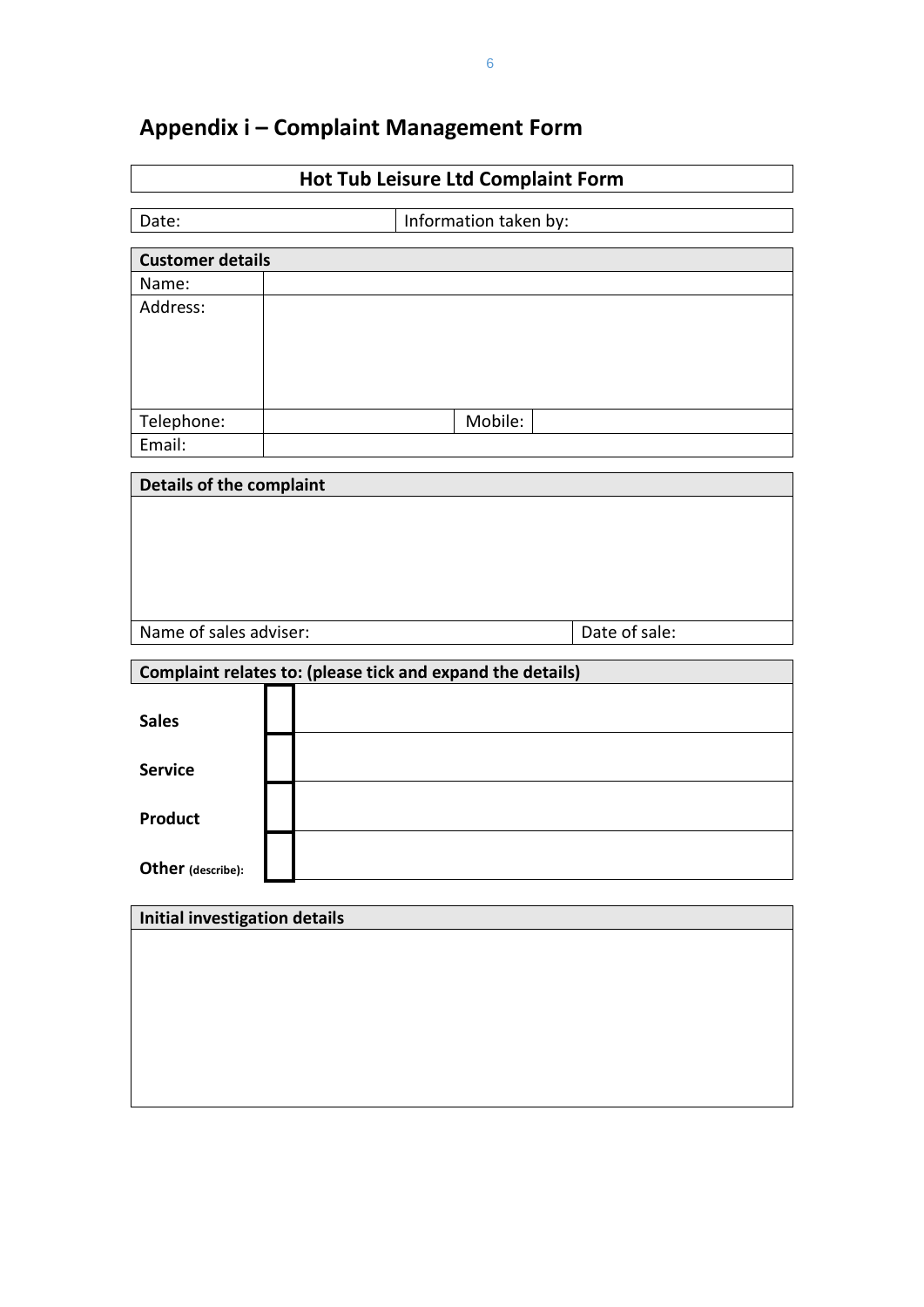## Appendix i – Complaint Management Form

| Hot Tub Leisure Ltd Complaint Form |
| --- |

| Date: | Information taken by: |
| --- | --- |

| **Customer details** | | | |
| --- | --- | --- | --- |
| Name: | | | |
| Address: | | | |
| Telephone: | | Mobile: | |
| Email: | | | |

| **Details of the complaint** | |
| --- | --- |
| | |
| Name of sales adviser: | Date of sale: |

| **Complaint relates to: (please tick and expand the details)** | | |
| --- | --- | --- |
| **Sales** | ☐ | |
| **Service** | ☐ | |
| **Product** | ☐ | |
| **Other** (describe): | ☐ | |

| **Initial investigation details** |
| --- |
| |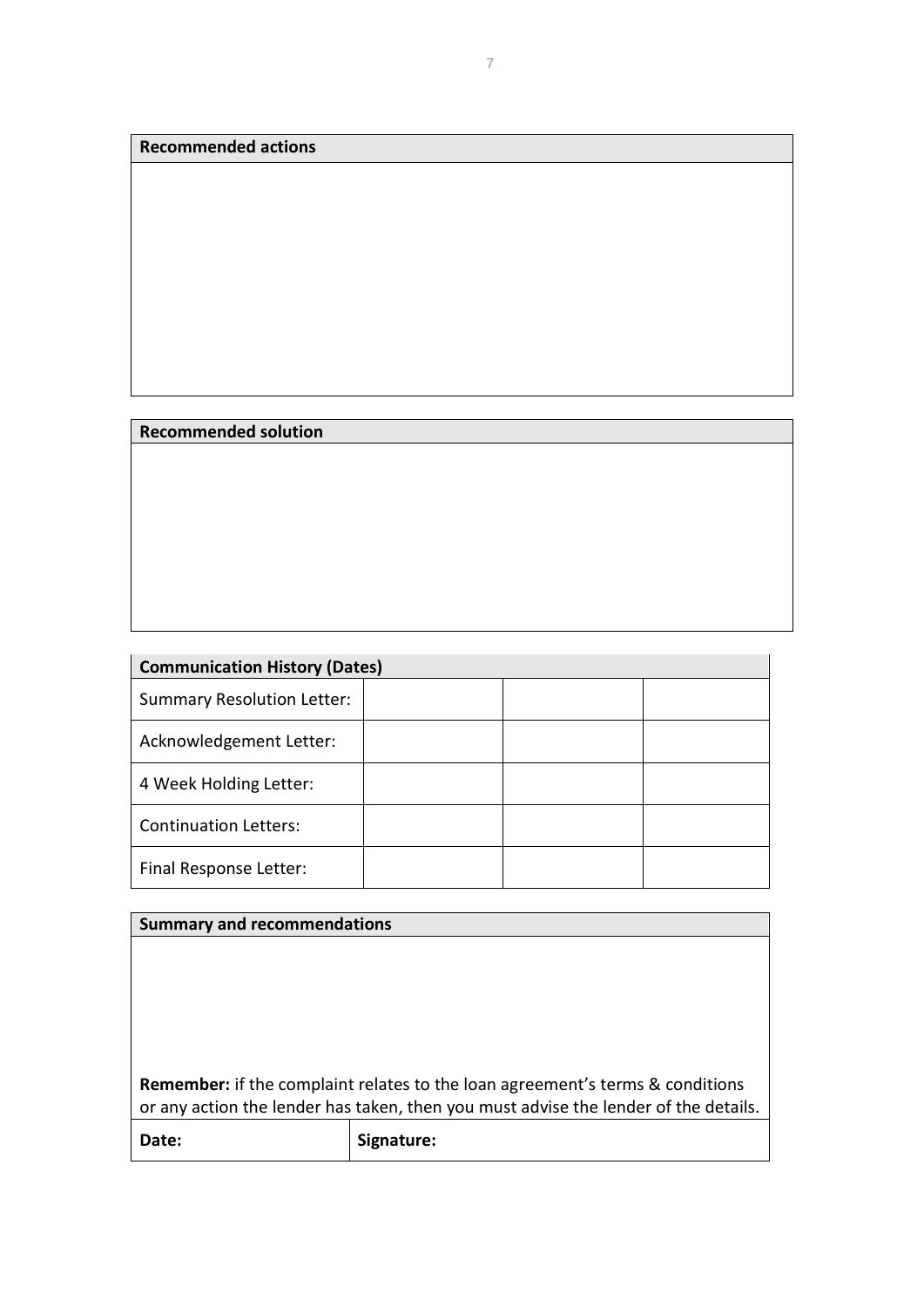| Recommended actions |
| --- |
| |

| Recommended solution |
| --- |
| |

| Communication History (Dates) | | | |
| --- | --- | --- | --- |
| Summary Resolution Letter: | | | |
| Acknowledgement Letter: | | | |
| 4 Week Holding Letter: | | | |
| Continuation Letters: | | | |
| Final Response Letter: | | | |

| Summary and recommendations | |
| --- | --- |
| **Remember:** if the complaint relates to the loan agreement's terms & conditions or any action the lender has taken, then you must advise the lender of the details. | |
| **Date:** | **Signature:** |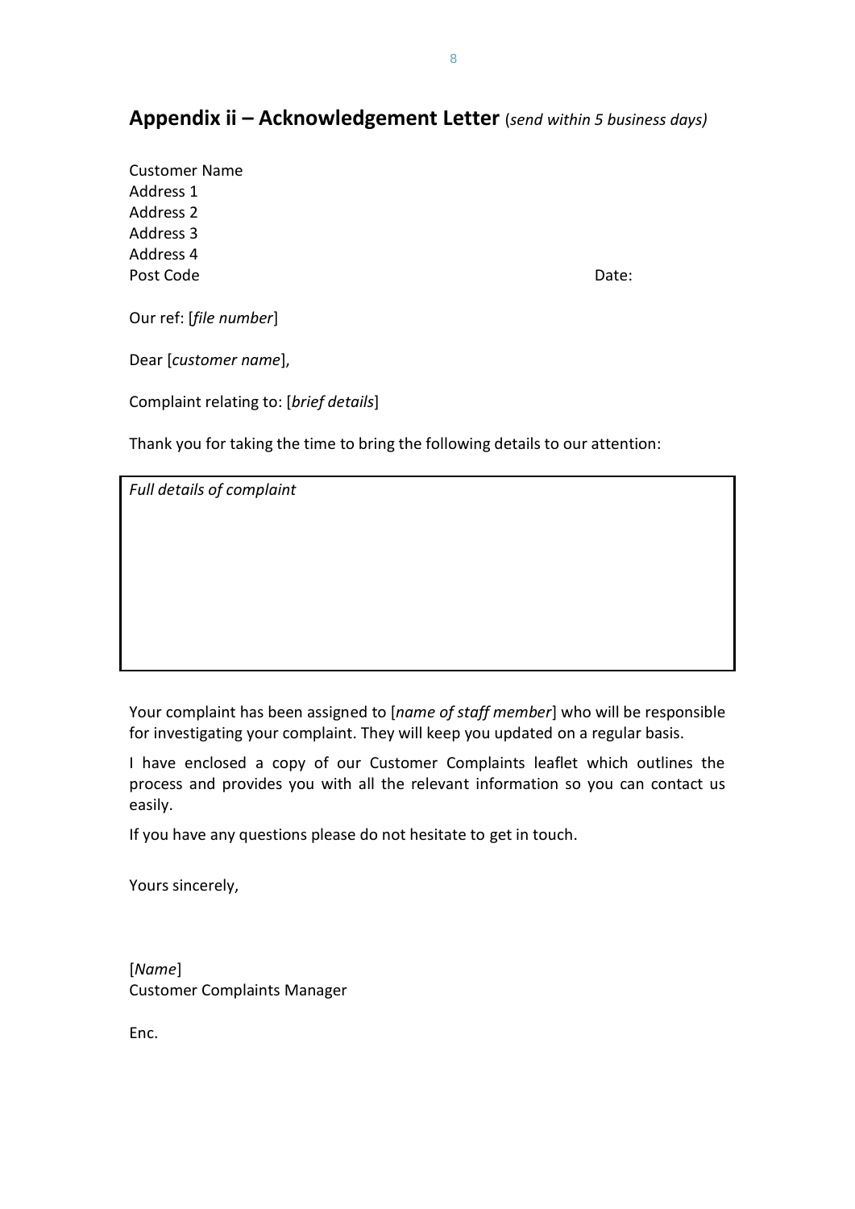## Appendix ii – Acknowledgement Letter (*send within 5 business days)*

Customer Name
Address 1
Address 2
Address 3
Address 4
Post Code                                                                 Date:

Our ref: [*file number*]

Dear [*customer name*],

Complaint relating to: [*brief details*]

Thank you for taking the time to bring the following details to our attention:

| *Full details of complaint* |
|---|
| |

Your complaint has been assigned to [*name of staff member*] who will be responsible for investigating your complaint. They will keep you updated on a regular basis.

I have enclosed a copy of our Customer Complaints leaflet which outlines the process and provides you with all the relevant information so you can contact us easily.

If you have any questions please do not hesitate to get in touch.

Yours sincerely,

[*Name*]
Customer Complaints Manager

Enc.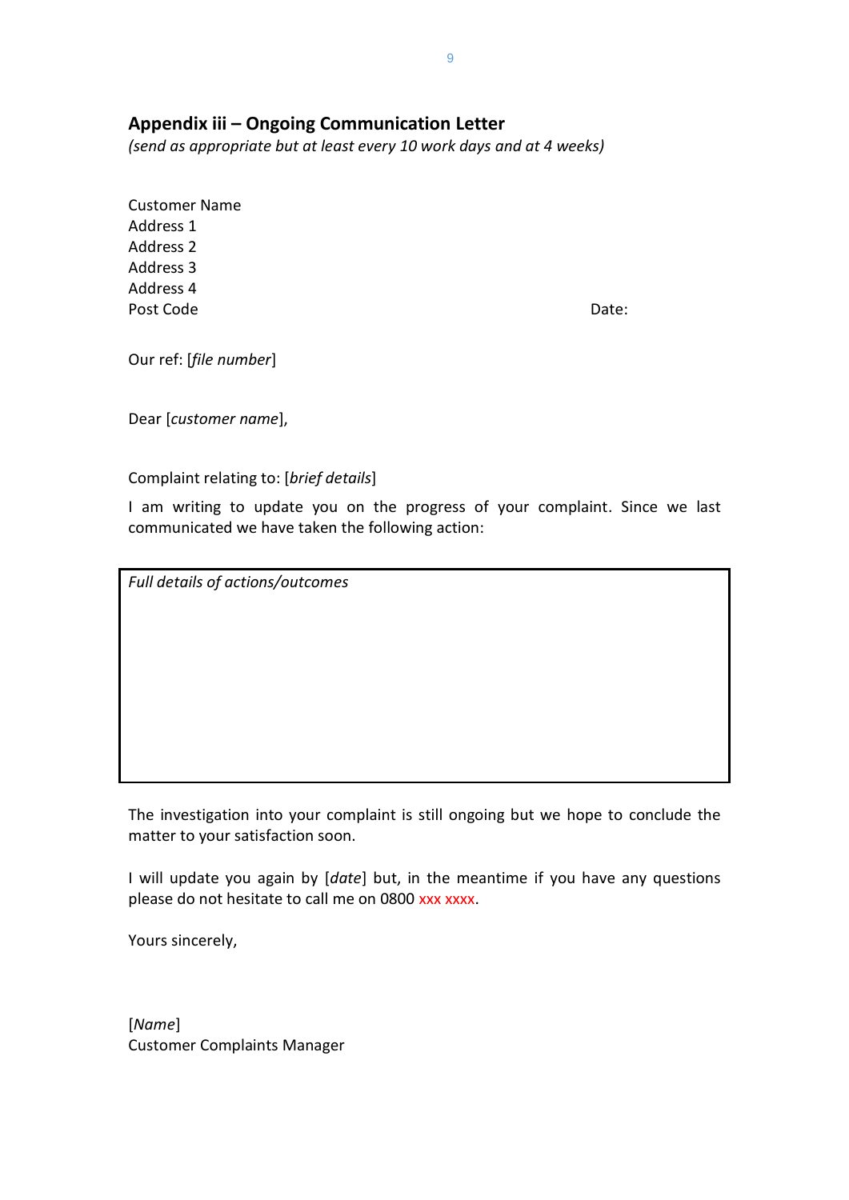## Appendix iii – Ongoing Communication Letter

*(send as appropriate but at least every 10 work days and at 4 weeks)*

Customer Name
Address 1
Address 2
Address 3
Address 4
Post Code

Date:

Our ref: [*file number*]

Dear [*customer name*],

Complaint relating to: [*brief details*]

I am writing to update you on the progress of your complaint. Since we last communicated we have taken the following action:

| *Full details of actions/outcomes* |
|---|
| |

The investigation into your complaint is still ongoing but we hope to conclude the matter to your satisfaction soon.

I will update you again by [*date*] but, in the meantime if you have any questions please do not hesitate to call me on 0800 xxx xxxx.

Yours sincerely,

[*Name*]
Customer Complaints Manager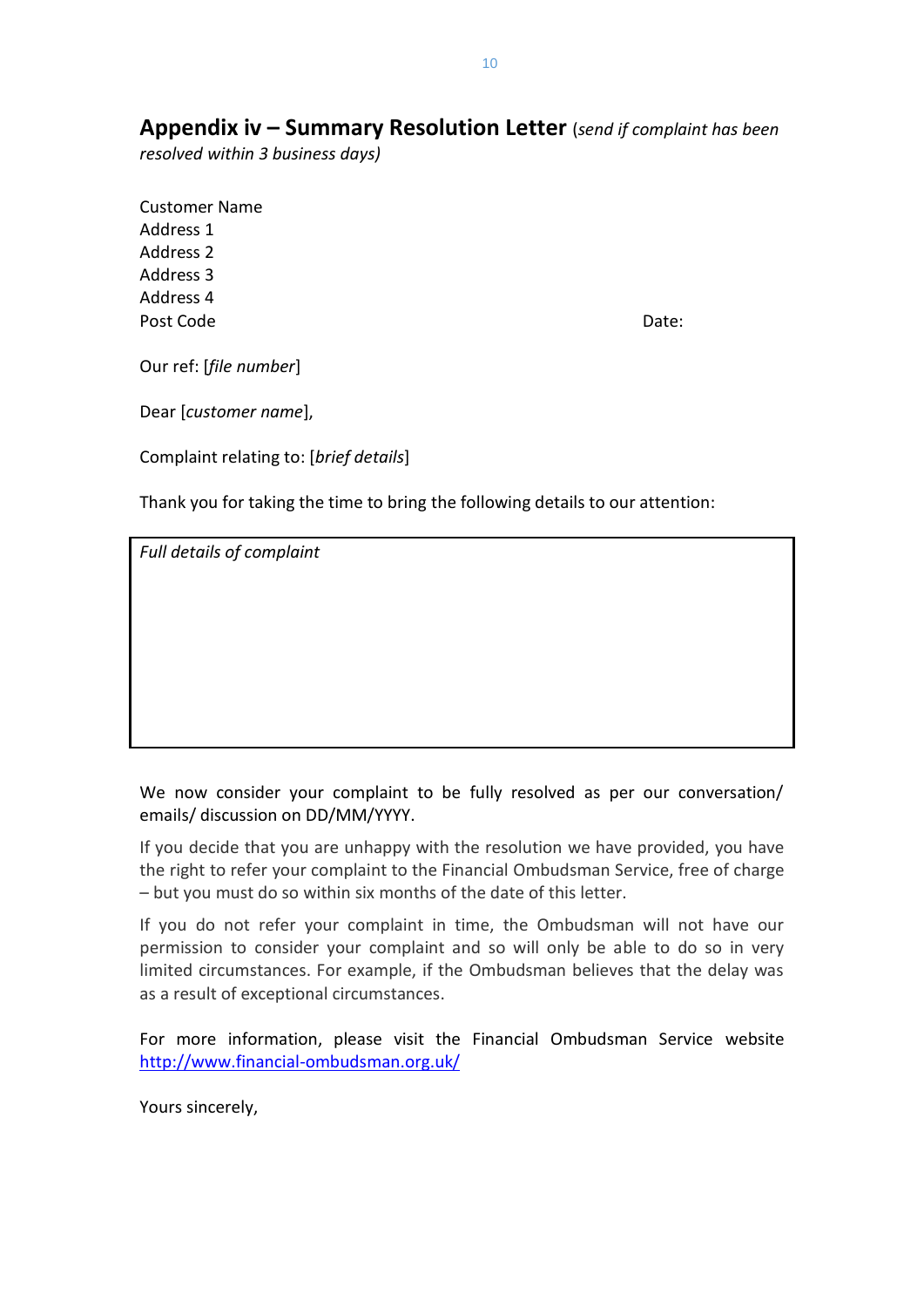## Appendix iv – Summary Resolution Letter (*send if complaint has been resolved within 3 business days)*

Customer Name
Address 1
Address 2
Address 3
Address 4
Post Code

Date:

Our ref: [*file number*]

Dear [*customer name*],

Complaint relating to: [*brief details*]

Thank you for taking the time to bring the following details to our attention:

| *Full details of complaint* |
|---|
| |

We now consider your complaint to be fully resolved as per our conversation/ emails/ discussion on DD/MM/YYYY.

If you decide that you are unhappy with the resolution we have provided, you have the right to refer your complaint to the Financial Ombudsman Service, free of charge – but you must do so within six months of the date of this letter.

If you do not refer your complaint in time, the Ombudsman will not have our permission to consider your complaint and so will only be able to do so in very limited circumstances. For example, if the Ombudsman believes that the delay was as a result of exceptional circumstances.

For more information, please visit the Financial Ombudsman Service website [http://www.financial-ombudsman.org.uk/](http://www.financial-ombudsman.org.uk/)

Yours sincerely,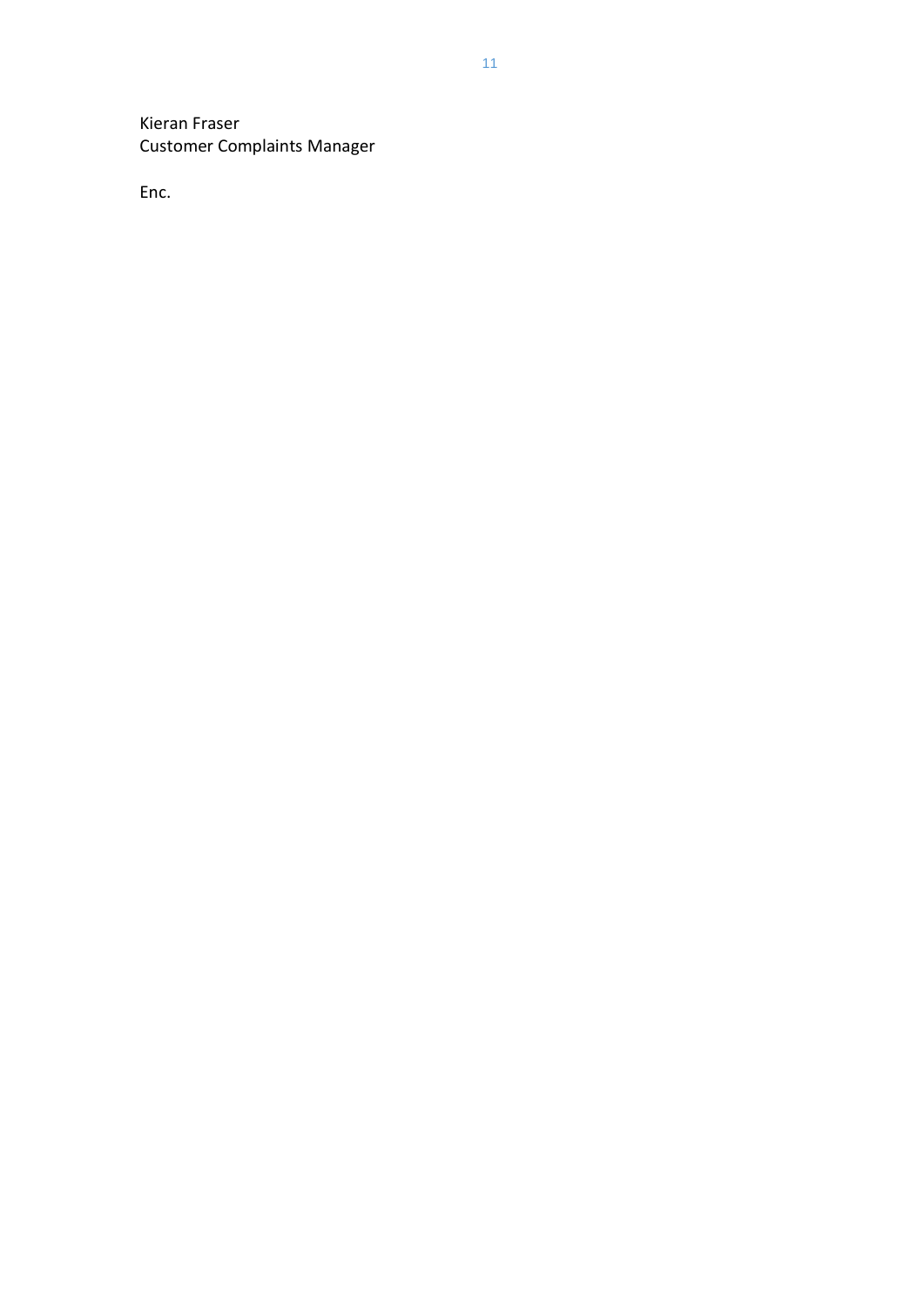Kieran Fraser
Customer Complaints Manager

Enc.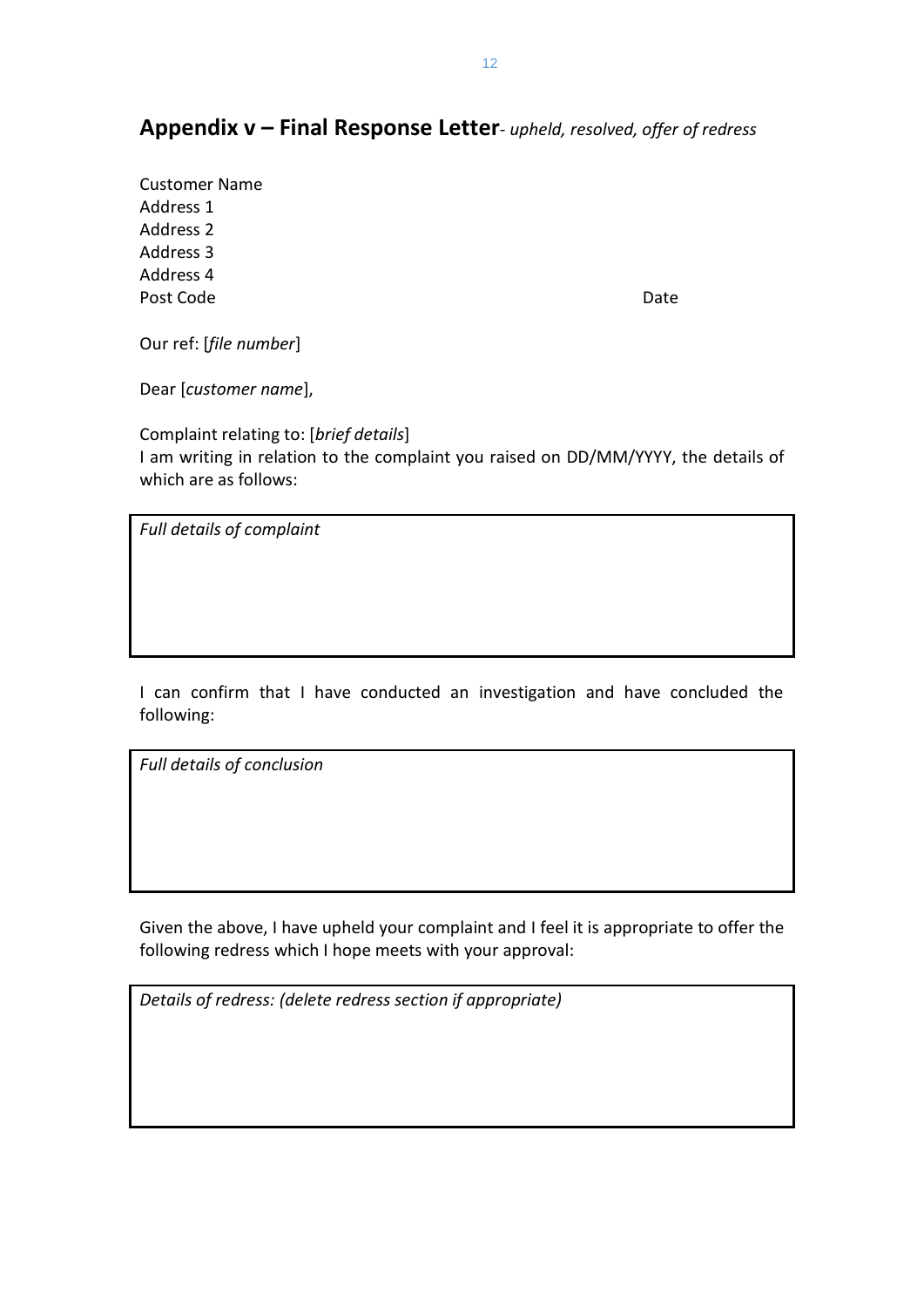## Appendix v – Final Response Letter- *upheld, resolved, offer of redress*

Customer Name
Address 1
Address 2
Address 3
Address 4
Post Code

Date

Our ref: [*file number*]

Dear [*customer name*],

Complaint relating to: [*brief details*]
I am writing in relation to the complaint you raised on DD/MM/YYYY, the details of which are as follows:

| *Full details of complaint* |
|---|
| |

I can confirm that I have conducted an investigation and have concluded the following:

| *Full details of conclusion* |
|---|
| |

Given the above, I have upheld your complaint and I feel it is appropriate to offer the following redress which I hope meets with your approval:

| *Details of redress: (delete redress section if appropriate)* |
|---|
| |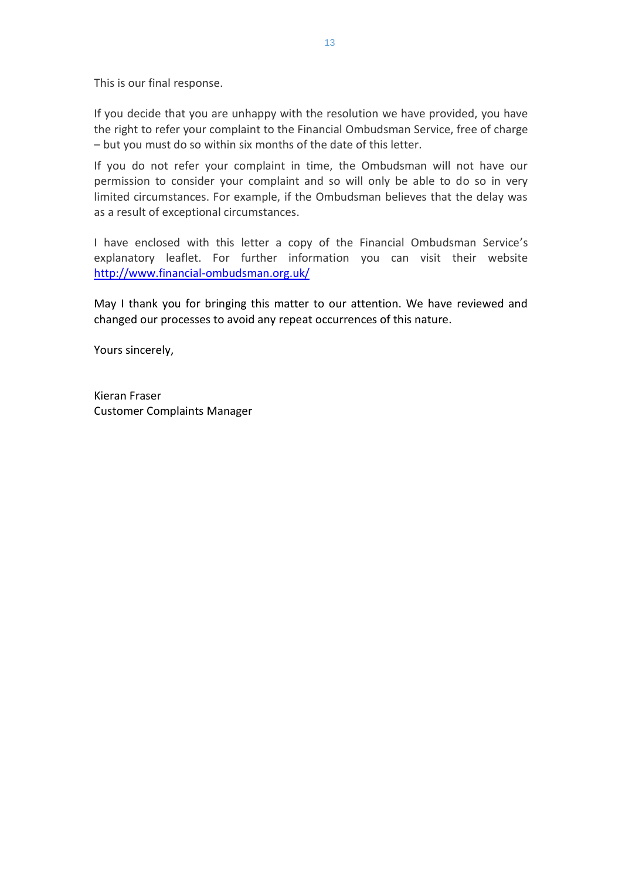This is our final response.

If you decide that you are unhappy with the resolution we have provided, you have the right to refer your complaint to the Financial Ombudsman Service, free of charge – but you must do so within six months of the date of this letter.

If you do not refer your complaint in time, the Ombudsman will not have our permission to consider your complaint and so will only be able to do so in very limited circumstances. For example, if the Ombudsman believes that the delay was as a result of exceptional circumstances.

I have enclosed with this letter a copy of the Financial Ombudsman Service's explanatory leaflet. For further information you can visit their website [http://www.financial-ombudsman.org.uk/](http://www.financial-ombudsman.org.uk/)

May I thank you for bringing this matter to our attention. We have reviewed and changed our processes to avoid any repeat occurrences of this nature.

Yours sincerely,

Kieran Fraser
Customer Complaints Manager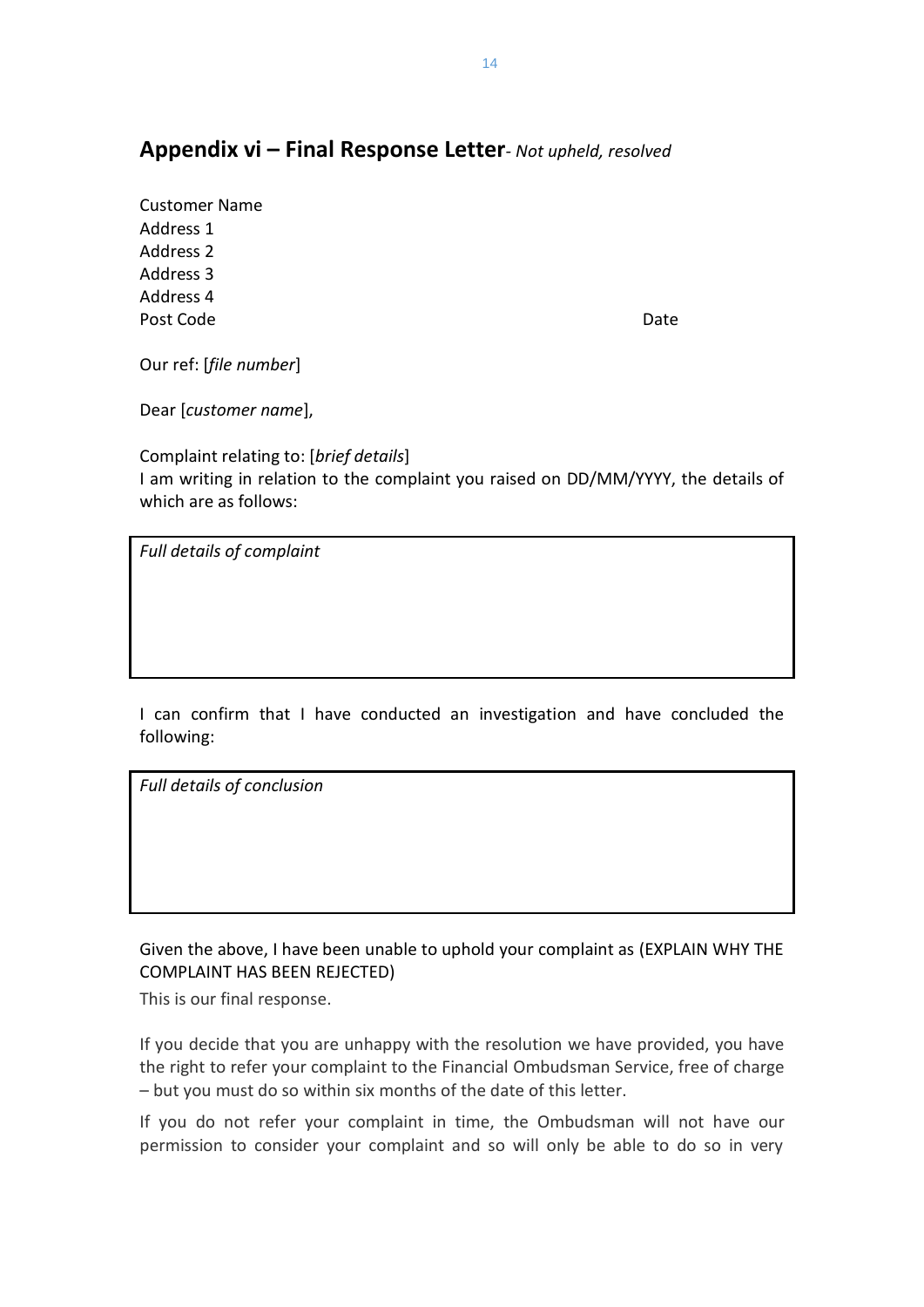## Appendix vi – Final Response Letter- *Not upheld, resolved*

Customer Name
Address 1
Address 2
Address 3
Address 4
Post Code

Date

Our ref: [*file number*]

Dear [*customer name*],

Complaint relating to: [*brief details*]
I am writing in relation to the complaint you raised on DD/MM/YYYY, the details of which are as follows:

| *Full details of complaint* |
|---|
| |

I can confirm that I have conducted an investigation and have concluded the following:

| *Full details of conclusion* |
|---|
| |

Given the above, I have been unable to uphold your complaint as (EXPLAIN WHY THE COMPLAINT HAS BEEN REJECTED)

This is our final response.

If you decide that you are unhappy with the resolution we have provided, you have the right to refer your complaint to the Financial Ombudsman Service, free of charge – but you must do so within six months of the date of this letter.

If you do not refer your complaint in time, the Ombudsman will not have our permission to consider your complaint and so will only be able to do so in very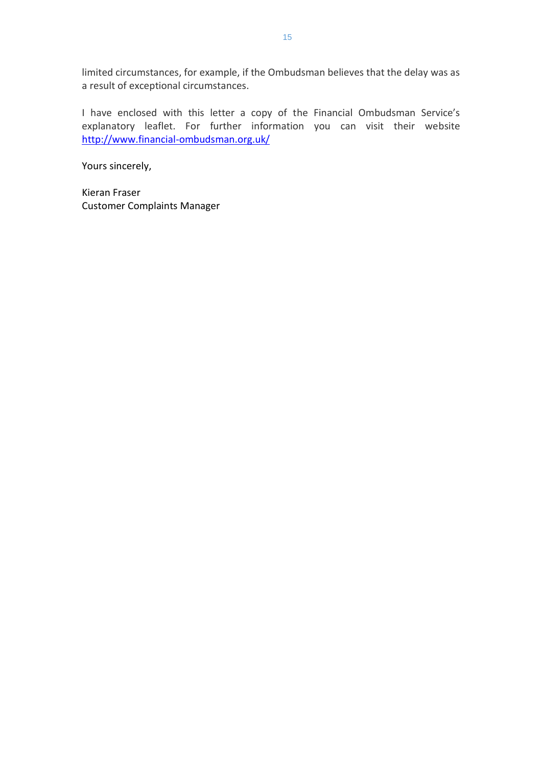limited circumstances, for example, if the Ombudsman believes that the delay was as a result of exceptional circumstances.

I have enclosed with this letter a copy of the Financial Ombudsman Service's explanatory leaflet. For further information you can visit their website http://www.financial-ombudsman.org.uk/

Yours sincerely,

Kieran Fraser
Customer Complaints Manager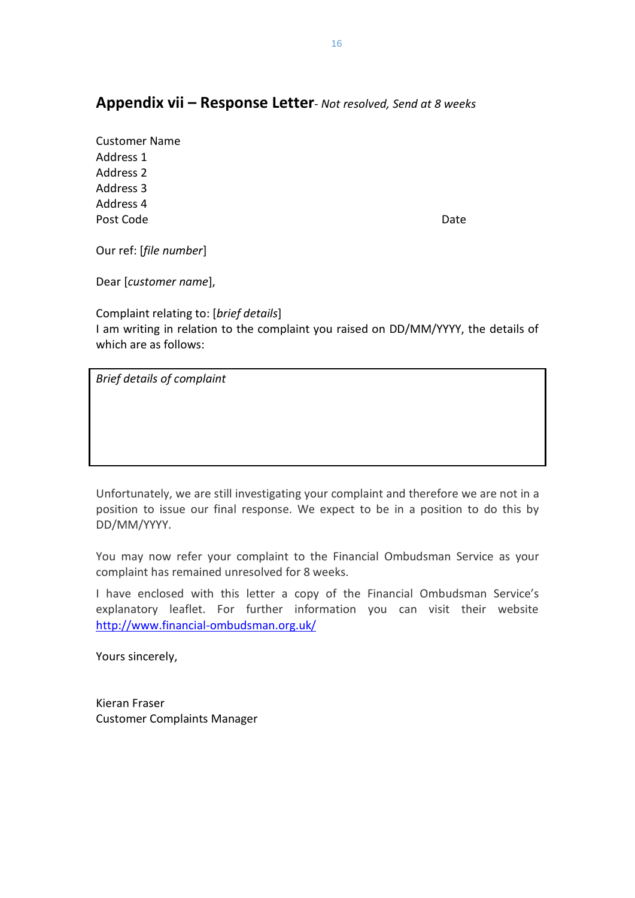## **Appendix vii – Response Letter**- *Not resolved, Send at 8 weeks*

Customer Name
Address 1
Address 2
Address 3
Address 4
Post Code

Date

Our ref: [*file number*]

Dear [*customer name*],

Complaint relating to: [*brief details*]
I am writing in relation to the complaint you raised on DD/MM/YYYY, the details of which are as follows:

| *Brief details of complaint* |
|---|

Unfortunately, we are still investigating your complaint and therefore we are not in a position to issue our final response. We expect to be in a position to do this by DD/MM/YYYY.

You may now refer your complaint to the Financial Ombudsman Service as your complaint has remained unresolved for 8 weeks.

I have enclosed with this letter a copy of the Financial Ombudsman Service's explanatory leaflet. For further information you can visit their website http://www.financial-ombudsman.org.uk/

Yours sincerely,

Kieran Fraser
Customer Complaints Manager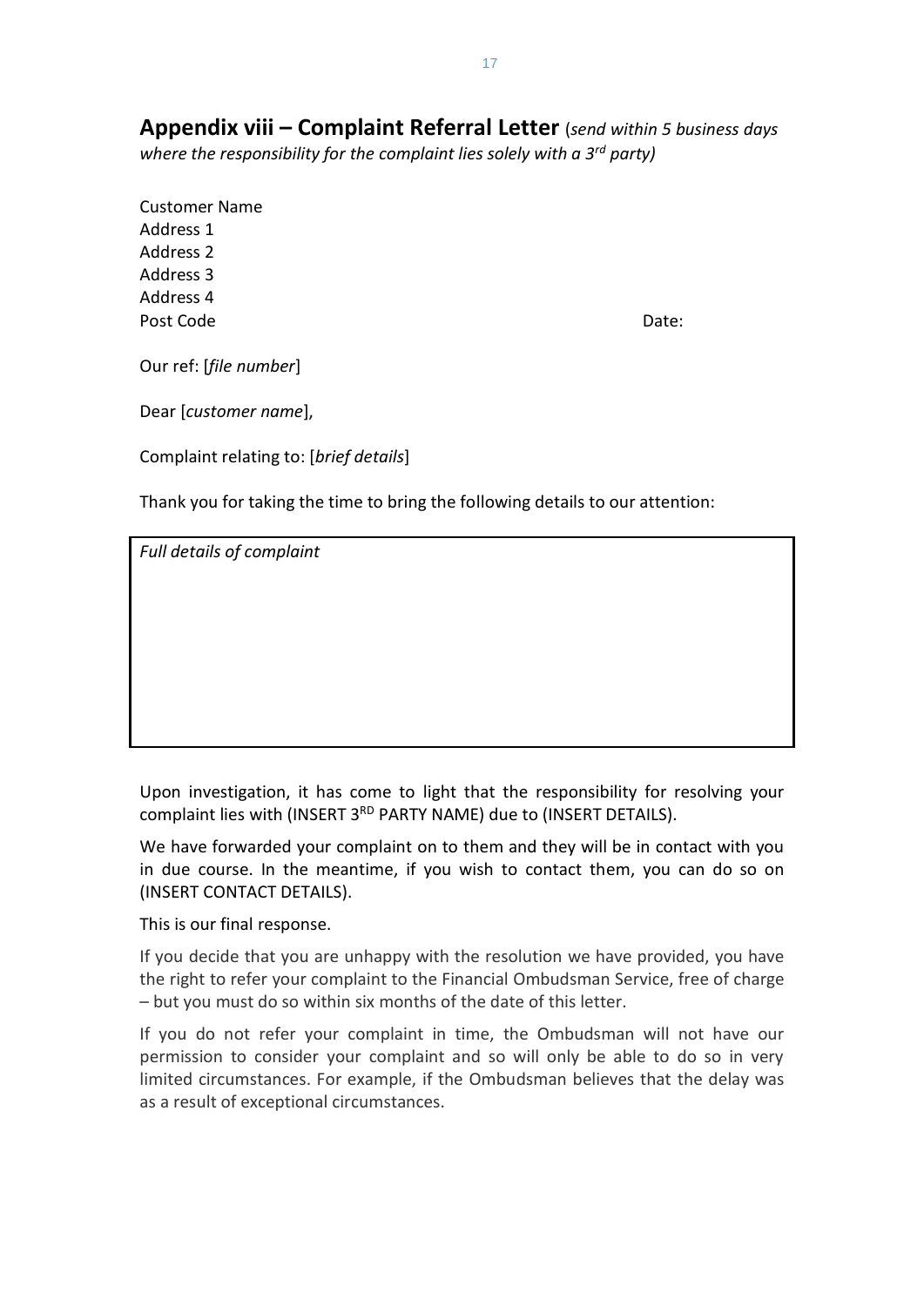## Appendix viii – Complaint Referral Letter (*send within 5 business days where the responsibility for the complaint lies solely with a 3rd party)*

Customer Name  
Address 1  
Address 2  
Address 3  
Address 4  
Post Code

Date:

Our ref: [*file number*]

Dear [*customer name*],

Complaint relating to: [*brief details*]

Thank you for taking the time to bring the following details to our attention:

| *Full details of complaint* |
|---|
| |

Upon investigation, it has come to light that the responsibility for resolving your complaint lies with (INSERT 3RD PARTY NAME) due to (INSERT DETAILS).

We have forwarded your complaint on to them and they will be in contact with you in due course. In the meantime, if you wish to contact them, you can do so on (INSERT CONTACT DETAILS).

This is our final response.

If you decide that you are unhappy with the resolution we have provided, you have the right to refer your complaint to the Financial Ombudsman Service, free of charge – but you must do so within six months of the date of this letter.

If you do not refer your complaint in time, the Ombudsman will not have our permission to consider your complaint and so will only be able to do so in very limited circumstances. For example, if the Ombudsman believes that the delay was as a result of exceptional circumstances.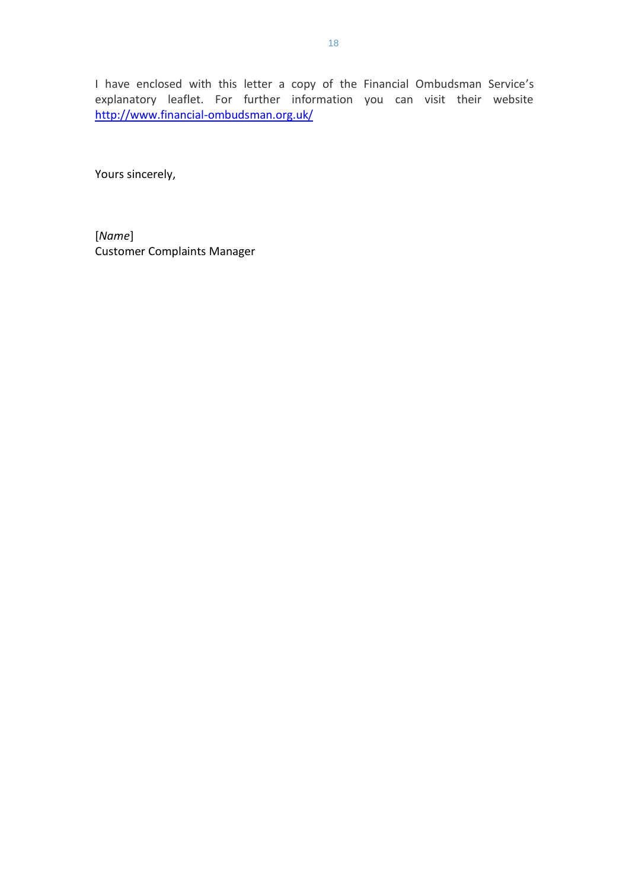I have enclosed with this letter a copy of the Financial Ombudsman Service's explanatory leaflet. For further information you can visit their website http://www.financial-ombudsman.org.uk/

Yours sincerely,

[*Name*]
Customer Complaints Manager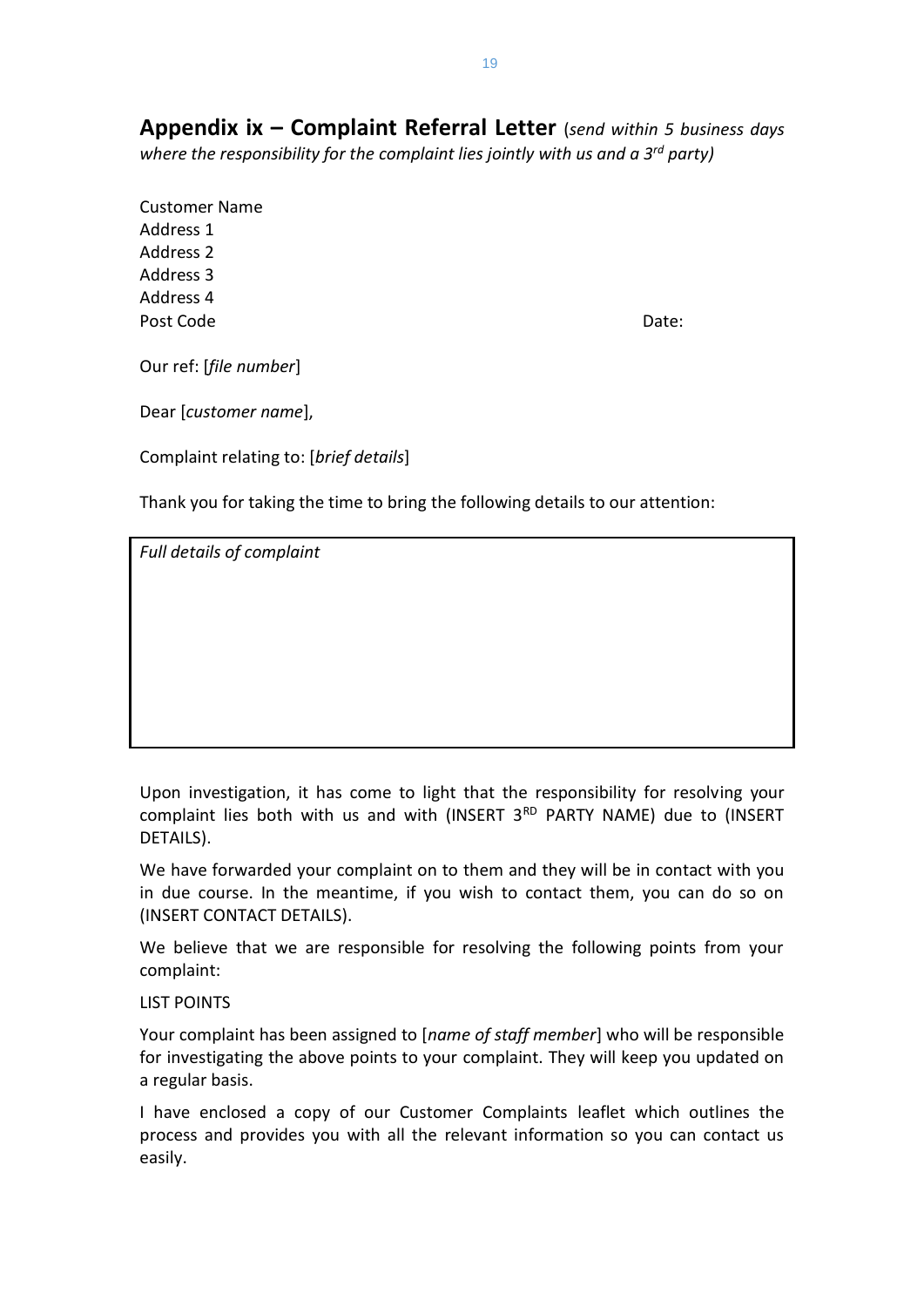## Appendix ix – Complaint Referral Letter (*send within 5 business days where the responsibility for the complaint lies jointly with us and a 3rd party)*

Customer Name
Address 1
Address 2
Address 3
Address 4
Post Code

Date:

Our ref: [*file number*]

Dear [*customer name*],

Complaint relating to: [*brief details*]

Thank you for taking the time to bring the following details to our attention:

| *Full details of complaint* |
|---|
| |

Upon investigation, it has come to light that the responsibility for resolving your complaint lies both with us and with (INSERT 3RD PARTY NAME) due to (INSERT DETAILS).

We have forwarded your complaint on to them and they will be in contact with you in due course. In the meantime, if you wish to contact them, you can do so on (INSERT CONTACT DETAILS).

We believe that we are responsible for resolving the following points from your complaint:

LIST POINTS

Your complaint has been assigned to [*name of staff member*] who will be responsible for investigating the above points to your complaint. They will keep you updated on a regular basis.

I have enclosed a copy of our Customer Complaints leaflet which outlines the process and provides you with all the relevant information so you can contact us easily.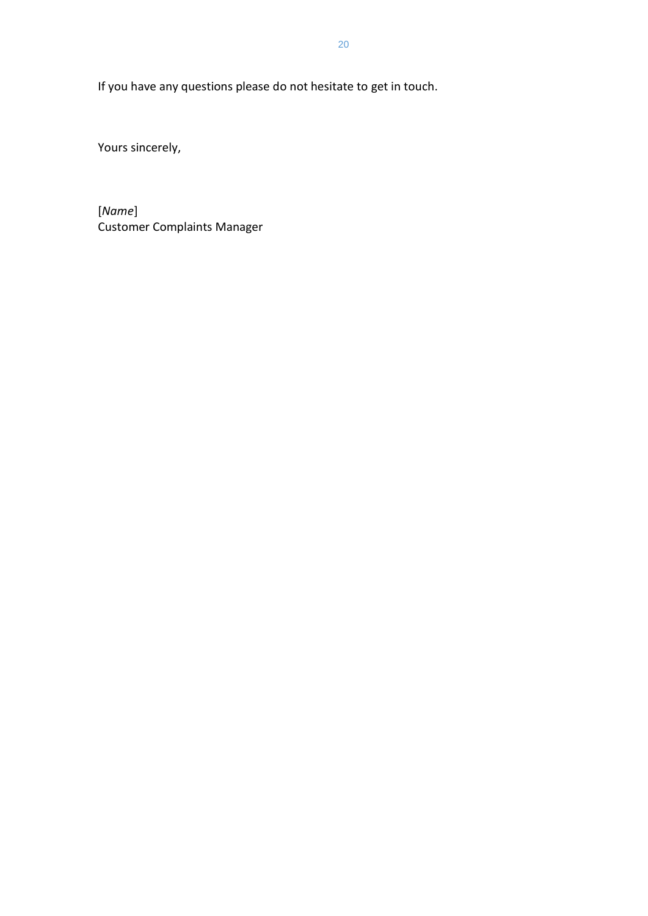If you have any questions please do not hesitate to get in touch.

Yours sincerely,

[*Name*]
Customer Complaints Manager